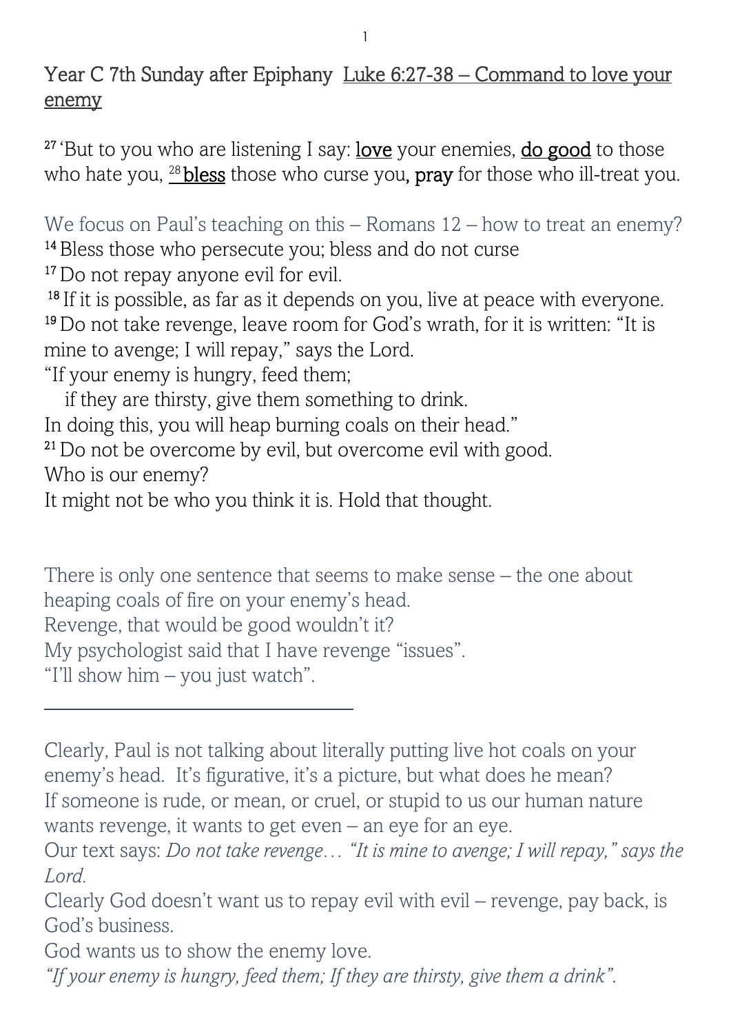## Year C 7th Sunday after Epiphany Luke 6:27-38 – Command to love your enemy

[27] 'But to you who are listening I say: **love** your enemies, **do good** to those who hate you, [28] **bless** those who curse you, **pray** for those who ill-treat you.

We focus on Paul's teaching on this – Romans 12 – how to treat an enemy?
[14] Bless those who persecute you; bless and do not curse
[17] Do not repay anyone evil for evil.
[18] If it is possible, as far as it depends on you, live at peace with everyone.
[19] Do not take revenge, leave room for God's wrath, for it is written: "It is mine to avenge; I will repay," says the Lord.
"If your enemy is hungry, feed them;
if they are thirsty, give them something to drink.
In doing this, you will heap burning coals on their head."
[21] Do not be overcome by evil, but overcome evil with good.
Who is our enemy?
It might not be who you think it is. Hold that thought.

There is only one sentence that seems to make sense – the one about heaping coals of fire on your enemy's head.
Revenge, that would be good wouldn't it?
My psychologist said that I have revenge "issues".
"I'll show him – you just watch".

---

Clearly, Paul is not talking about literally putting live hot coals on your enemy's head. It's figurative, it's a picture, but what does he mean?
If someone is rude, or mean, or cruel, or stupid to us our human nature wants revenge, it wants to get even – an eye for an eye.
Our text says: *Do not take revenge… "It is mine to avenge; I will repay," says the Lord.*
Clearly God doesn't want us to repay evil with evil – revenge, pay back, is God's business.
God wants us to show the enemy love.
*"If your enemy is hungry, feed them; If they are thirsty, give them a drink".*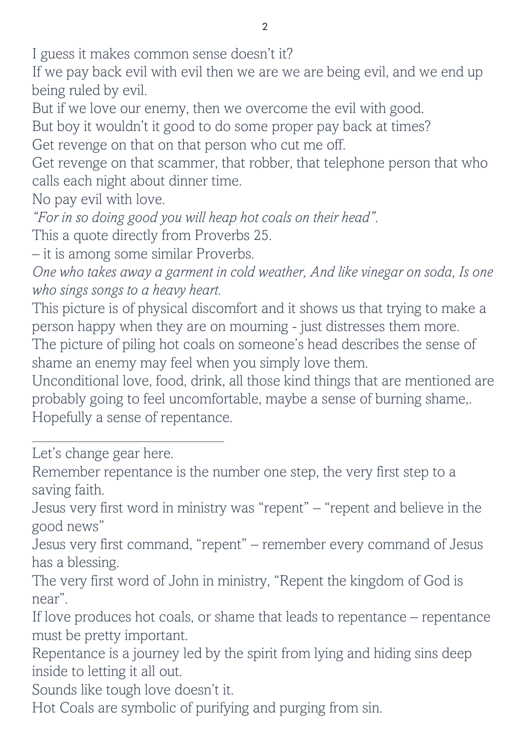I guess it makes common sense doesn't it?

If we pay back evil with evil then we are we are being evil, and we end up being ruled by evil.

But if we love our enemy, then we overcome the evil with good.

But boy it wouldn't it good to do some proper pay back at times?

Get revenge on that on that person who cut me off.

Get revenge on that scammer, that robber, that telephone person that who calls each night about dinner time.

No pay evil with love.

*"For in so doing good you will heap hot coals on their head".*

This a quote directly from Proverbs 25.

– it is among some similar Proverbs.

*One who takes away a garment in cold weather, And like vinegar on soda, Is one who sings songs to a heavy heart.*

This picture is of physical discomfort and it shows us that trying to make a person happy when they are on mourning - just distresses them more.

The picture of piling hot coals on someone's head describes the sense of shame an enemy may feel when you simply love them.

Unconditional love, food, drink, all those kind things that are mentioned are probably going to feel uncomfortable, maybe a sense of burning shame,. Hopefully a sense of repentance.

---

Let's change gear here.

Remember repentance is the number one step, the very first step to a saving faith.

Jesus very first word in ministry was "repent" – "repent and believe in the good news"

Jesus very first command, "repent" – remember every command of Jesus has a blessing.

The very first word of John in ministry, "Repent the kingdom of God is near".

If love produces hot coals, or shame that leads to repentance – repentance must be pretty important.

Repentance is a journey led by the spirit from lying and hiding sins deep inside to letting it all out.

Sounds like tough love doesn't it.

Hot Coals are symbolic of purifying and purging from sin.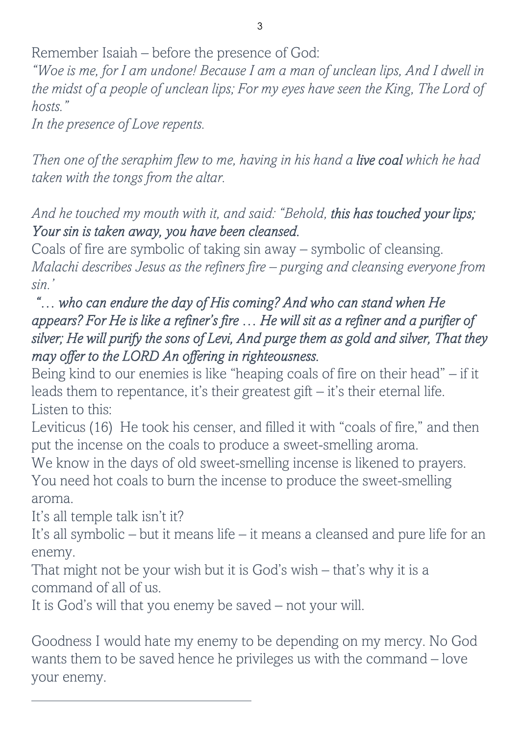Remember Isaiah – before the presence of God:

*"Woe is me, for I am undone! Because I am a man of unclean lips, And I dwell in the midst of a people of unclean lips; For my eyes have seen the King, The Lord of hosts."*

*In the presence of Love repents.*

*Then one of the seraphim flew to me, having in his hand a* ***live coal*** *which he had taken with the tongs from the altar.*

*And he touched my mouth with it, and said: "Behold,* ***this has touched your lips; Your sin is taken away, you have been cleansed.***

Coals of fire are symbolic of taking sin away – symbolic of cleansing.

*Malachi describes Jesus as the refiners fire – purging and cleansing everyone from sin.'*

***"… who can endure the day of His coming? And who can stand when He appears? For He is like a refiner's fire … He will sit as a refiner and a purifier of silver; He will purify the sons of Levi, And purge them as gold and silver, That they may offer to the LORD An offering in righteousness.***

Being kind to our enemies is like "heaping coals of fire on their head" – if it leads them to repentance, it's their greatest gift – it's their eternal life.

Listen to this:

Leviticus (16) He took his censer, and filled it with "coals of fire," and then put the incense on the coals to produce a sweet-smelling aroma.

We know in the days of old sweet-smelling incense is likened to prayers.

You need hot coals to burn the incense to produce the sweet-smelling aroma.

It's all temple talk isn't it?

It's all symbolic – but it means life – it means a cleansed and pure life for an enemy.

That might not be your wish but it is God's wish – that's why it is a command of all of us.

It is God's will that you enemy be saved – not your will.

Goodness I would hate my enemy to be depending on my mercy. No God wants them to be saved hence he privileges us with the command – love your enemy.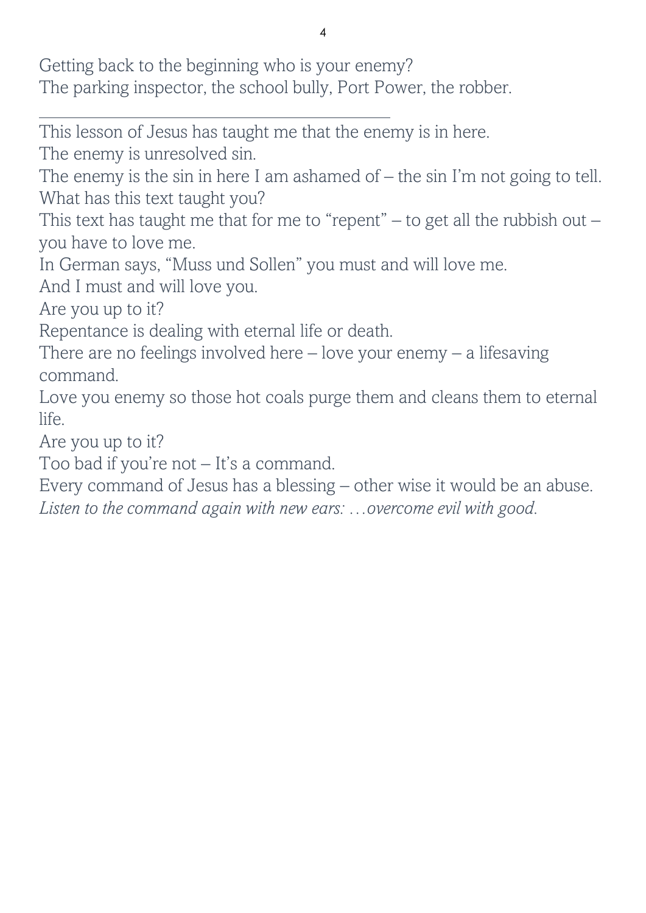Getting back to the beginning who is your enemy?
The parking inspector, the school bully, Port Power, the robber.

---

This lesson of Jesus has taught me that the enemy is in here.
The enemy is unresolved sin.
The enemy is the sin in here I am ashamed of – the sin I'm not going to tell.
What has this text taught you?
This text has taught me that for me to "repent" – to get all the rubbish out – you have to love me.
In German says, "Muss und Sollen" you must and will love me.
And I must and will love you.
Are you up to it?
Repentance is dealing with eternal life or death.
There are no feelings involved here – love your enemy – a lifesaving command.
Love you enemy so those hot coals purge them and cleans them to eternal life.
Are you up to it?
Too bad if you're not – It's a command.
Every command of Jesus has a blessing – other wise it would be an abuse.
*Listen to the command again with new ears: …overcome evil with good.*